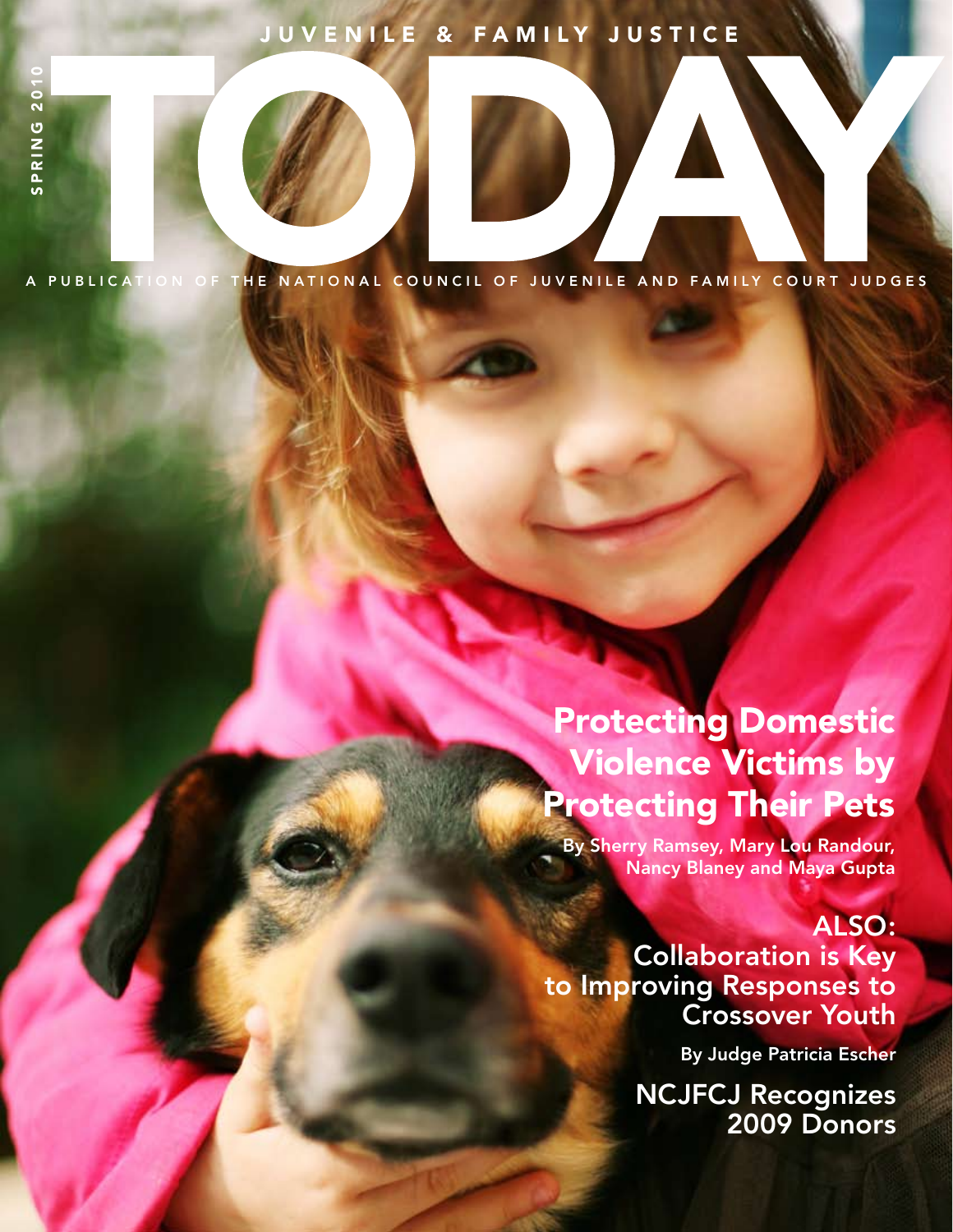# JUVENILE & FAMILY JUSTICE TODAY

SPRING 2010

A PUBLICATION OF THE NATIONAL COUNCIL OF JUVENILE AND FAMILY COURT JUDGES

## Protecting Domestic Violence Victims by Protecting Their Pets

By Sherry Ramsey, Mary Lou Randour, Nancy Blaney and Maya Gupta

## ALSO: Collaboration is Key to Improving Responses to Crossover Youth

By Judge Patricia Escher

## NCJFCJ Recognizes 2009 Donors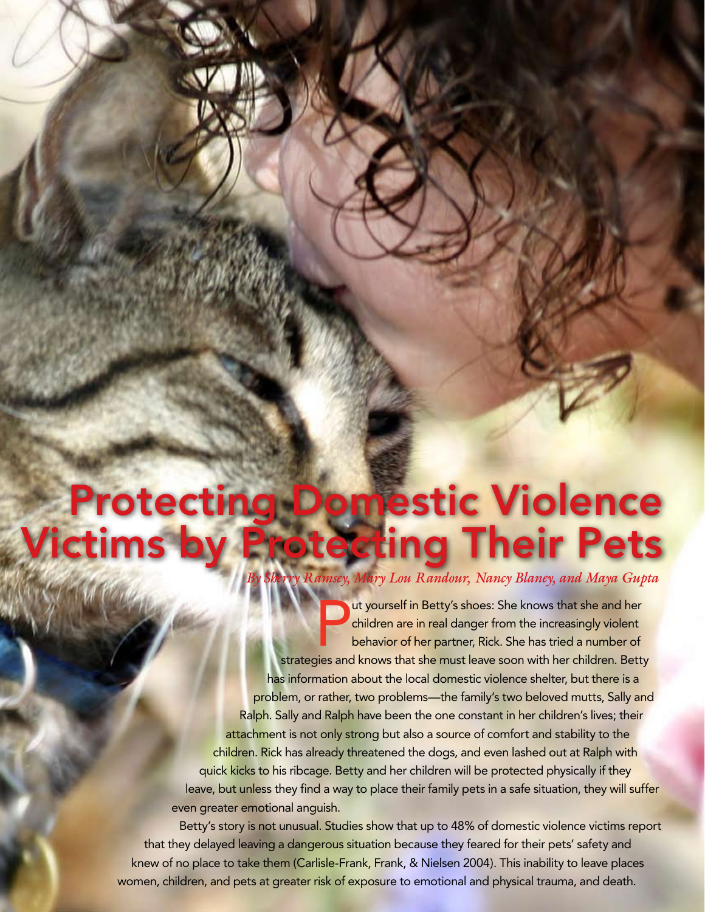# Protecting Domestic Violence Victims by Protecting Their Pets

*By Sherry Ramsey, Mary Lou Randour, Nancy Blaney, and Maya Gupta*

Put yourself in Betty's shoes: She knows that she and her children are in real danger from the increasingly violent behavior of her partner, Rick. She has tried a number of strategies and knows that she must leave soon with her children. Betty has information about the local domestic violence shelter, but there is a problem, or rather, two problems—the family's two beloved mutts, Sally and Ralph. Sally and Ralph have been the one constant in her children's lives; their attachment is not only strong but also a source of comfort and stability to the children. Rick has already threatened the dogs, and even lashed out at Ralph with quick kicks to his ribcage. Betty and her children will be protected physically if they leave, but unless they find a way to place their family pets in a safe situation, they will suffer even greater emotional anguish.

Betty's story is not unusual. Studies show that up to 48% of domestic violence victims report that they delayed leaving a dangerous situation because they feared for their pets' safety and knew of no place to take them (Carlisle-Frank, Frank, & Nielsen 2004). This inability to leave places women, children, and pets at greater risk of exposure to emotional and physical trauma, and death.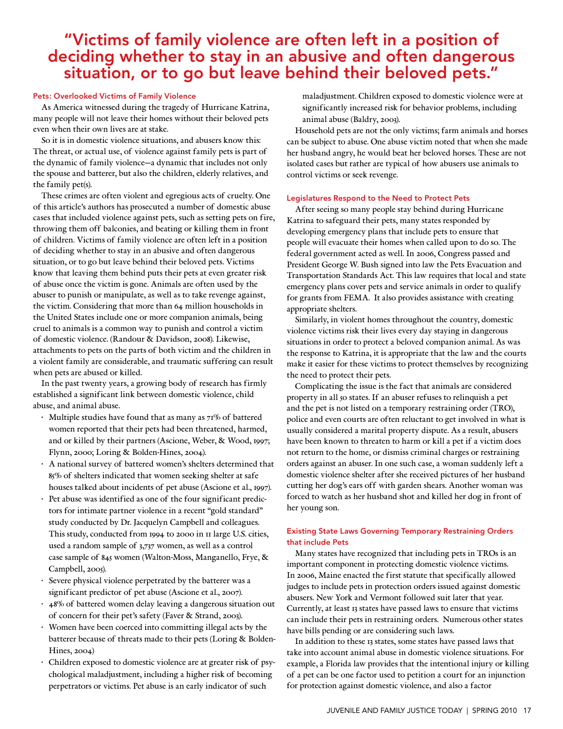## "Victims of family violence are often left in a position of deciding whether to stay in an abusive and often dangerous situation, or to go but leave behind their beloved pets."

### Pets: Overlooked Victims of Family Violence

As America witnessed during the tragedy of Hurricane Katrina, many people will not leave their homes without their beloved pets even when their own lives are at stake.

So it is in domestic violence situations, and abusers know this: The threat, or actual use, of violence against family pets is part of the dynamic of family violence—a dynamic that includes not only the spouse and batterer, but also the children, elderly relatives, and the family pet(s).

These crimes are often violent and egregious acts of cruelty. One of this article's authors has prosecuted a number of domestic abuse cases that included violence against pets, such as setting pets on fire, throwing them off balconies, and beating or killing them in front of children. Victims of family violence are often left in a position of deciding whether to stay in an abusive and often dangerous situation, or to go but leave behind their beloved pets. Victims know that leaving them behind puts their pets at even greater risk of abuse once the victim is gone. Animals are often used by the abuser to punish or manipulate, as well as to take revenge against, the victim. Considering that more than 64 million households in the United States include one or more companion animals, being cruel to animals is a common way to punish and control a victim of domestic violence. (Randour & Davidson, 2008). Likewise, attachments to pets on the parts of both victim and the children in a violent family are considerable, and traumatic suffering can result when pets are abused or killed.

In the past twenty years, a growing body of research has firmly established a significant link between domestic violence, child abuse, and animal abuse.

- Multiple studies have found that as many as 71% of battered women reported that their pets had been threatened, harmed, and or killed by their partners (Ascione, Weber, & Wood, 1997; Flynn, 2000; Loring & Bolden-Hines, 2004).
- A national survey of battered women's shelters determined that 85% of shelters indicated that women seeking shelter at safe houses talked about incidents of pet abuse (Ascione et al., 1997).
- Pet abuse was identified as one of the four significant predictors for intimate partner violence in a recent "gold standard" study conducted by Dr. Jacquelyn Campbell and colleagues. This study, conducted from 1994 to 2000 in 11 large U.S. cities, used a random sample of 3,737 women, as well as a control case sample of 845 women (Walton-Moss, Manganello, Frye, & Campbell, 2005).
- Severe physical violence perpetrated by the batterer was a significant predictor of pet abuse (Ascione et al., 2007).
- 48% of battered women delay leaving a dangerous situation out of concern for their pet's safety (Faver & Strand, 2003).
- Women have been coerced into committing illegal acts by the batterer because of threats made to their pets (Loring & Bolden-Hines, 2004)
- Children exposed to domestic violence are at greater risk of psychological maladjustment, including a higher risk of becoming perpetrators or victims. Pet abuse is an early indicator of such maladjustment. Children exposed to domestic violence were at significantly increased risk for behavior problems, including animal abuse (Baldry, 2003).

Household pets are not the only victims; farm animals and horses can be subject to abuse. One abuse victim noted that when she made her husband angry, he would beat her beloved horses. These are not isolated cases but rather are typical of how abusers use animals to control victims or seek revenge.

### Legislatures Respond to the Need to Protect Pets

After seeing so many people stay behind during Hurricane Katrina to safeguard their pets, many states responded by developing emergency plans that include pets to ensure that people will evacuate their homes when called upon to do so. The federal government acted as well. In 2006, Congress passed and President George W. Bush signed into law the Pets Evacuation and Transportation Standards Act. This law requires that local and state emergency plans cover pets and service animals in order to qualify for grants from FEMA. It also provides assistance with creating appropriate shelters.

Similarly, in violent homes throughout the country, domestic violence victims risk their lives every day staying in dangerous situations in order to protect a beloved companion animal. As was the response to Katrina, it is appropriate that the law and the courts make it easier for these victims to protect themselves by recognizing the need to protect their pets.

Complicating the issue is the fact that animals are considered property in all 50 states. If an abuser refuses to relinquish a pet and the pet is not listed on a temporary restraining order (TRO), police and even courts are often reluctant to get involved in what is usually considered a marital property dispute. As a result, abusers have been known to threaten to harm or kill a pet if a victim does not return to the home, or dismiss criminal charges or restraining orders against an abuser. In one such case, a woman suddenly left a domestic violence shelter after she received pictures of her husband cutting her dog's ears off with garden shears. Another woman was forced to watch as her husband shot and killed her dog in front of her young son.

### Existing State Laws Governing Temporary Restraining Orders that include Pets

Many states have recognized that including pets in TROs is an important component in protecting domestic violence victims. In 2006, Maine enacted the first statute that specifically allowed judges to include pets in protection orders issued against domestic abusers. New York and Vermont followed suit later that year. Currently, at least 13 states have passed laws to ensure that victims can include their pets in restraining orders. Numerous other states have bills pending or are considering such laws.

In addition to these 13 states, some states have passed laws that take into account animal abuse in domestic violence situations. For example, a Florida law provides that the intentional injury or killing of a pet can be one factor used to petition a court for an injunction for protection against domestic violence, and also a factor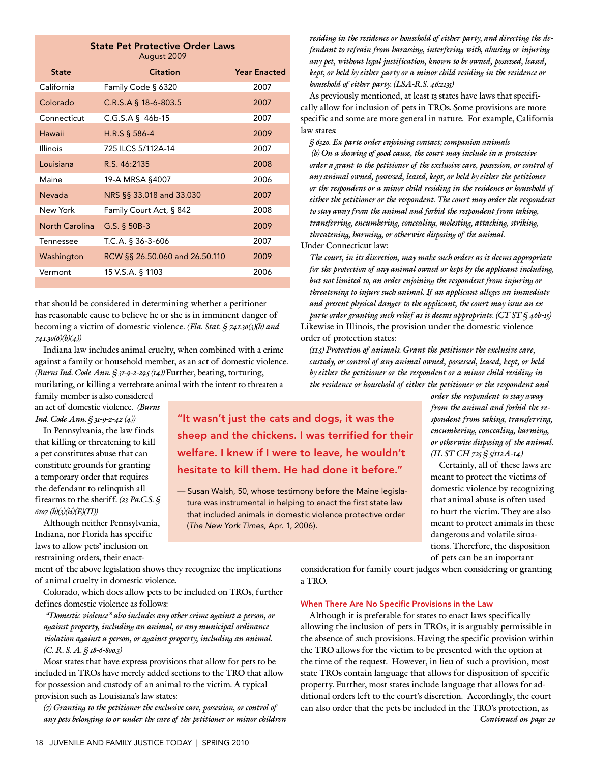**State Pet Protective Order Laws**
August 2009

| State | Citation | Year Enacted |
|---|---|---|
| California | Family Code § 6320 | 2007 |
| Colorado | C.R.S.A § 18-6-803.5 | 2007 |
| Connecticut | C.G.S.A § 46b-15 | 2007 |
| Hawaii | H.R.S § 586-4 | 2009 |
| Illinois | 725 ILCS 5/112A-14 | 2007 |
| Louisiana | R.S. 46:2135 | 2008 |
| Maine | 19-A MRSA §4007 | 2006 |
| Nevada | NRS §§ 33.018 and 33.030 | 2007 |
| New York | Family Court Act, § 842 | 2008 |
| North Carolina | G.S. § 50B-3 | 2009 |
| Tennessee | T.C.A. § 36-3-606 | 2007 |
| Washington | RCW §§ 26.50.060 and 26.50.110 | 2009 |
| Vermont | 15 V.S.A. § 1103 | 2006 |

that should be considered in determining whether a petitioner has reasonable cause to believe he or she is in imminent danger of becoming a victim of domestic violence. *(Fla. Stat. § 741.30(3)(b) and 741.30(6)(b)(4))*

Indiana law includes animal cruelty, when combined with a crime against a family or household member, as an act of domestic violence. *(Burns Ind. Code Ann. § 31-9-2-29.5 (14))* Further, beating, torturing, mutilating, or killing a vertebrate animal with the intent to threaten a family member is also considered an act of domestic violence. *(Burns Ind. Code Ann. § 31-9-2-42 (4))*

In Pennsylvania, the law finds that killing or threatening to kill a pet constitutes abuse that can constitute grounds for granting a temporary order that requires the defendant to relinquish all firearms to the sheriff. *(23 Pa.C.S. § 6107 (b)(3)(ii)(E)(II))*

Although neither Pennsylvania, Indiana, nor Florida has specific laws to allow pets' inclusion on restraining orders, their enactment of the above legislation shows they recognize the implications of animal cruelty in domestic violence.

Colorado, which does allow pets to be included on TROs, further defines domestic violence as follows:

> *"Domestic violence" also includes any other crime against a person, or against property, including an animal, or any municipal ordinance violation against a person, or against property, including an animal. (C. R. S. A. § 18-6-800.3)*

Most states that have express provisions that allow for pets to be included in TROs have merely added sections to the TRO that allow for possession and custody of an animal to the victim. A typical provision such as Louisiana's law states:

> *(7) Granting to the petitioner the exclusive care, possession, or control of any pets belonging to or under the care of the petitioner or minor children residing in the residence or household of either party, and directing the defendant to refrain from harassing, interfering with, abusing or injuring any pet, without legal justification, known to be owned, possessed, leased, kept, or held by either party or a minor child residing in the residence or household of either party. (LSA-R.S. 46:2135)*

As previously mentioned, at least 13 states have laws that specifically allow for inclusion of pets in TROs. Some provisions are more specific and some are more general in nature. For example, California law states:

> *§ 6320. Ex parte order enjoining contact; companion animals*
> *(b) On a showing of good cause, the court may include in a protective order a grant to the petitioner of the exclusive care, possession, or control of any animal owned, possessed, leased, kept, or held by either the petitioner or the respondent or a minor child residing in the residence or household of either the petitioner or the respondent. The court may order the respondent to stay away from the animal and forbid the respondent from taking, transferring, encumbering, concealing, molesting, attacking, striking, threatening, harming, or otherwise disposing of the animal.*

Under Connecticut law:

> *The court, in its discretion, may make such orders as it deems appropriate for the protection of any animal owned or kept by the applicant including, but not limited to, an order enjoining the respondent from injuring or threatening to injure such animal. If an applicant alleges an immediate and present physical danger to the applicant, the court may issue an ex parte order granting such relief as it deems appropriate. (CT ST § 46b-15)*

Likewise in Illinois, the provision under the domestic violence order of protection states:

> *(11.5) Protection of animals. Grant the petitioner the exclusive care, custody, or control of any animal owned, possessed, leased, kept, or held by either the petitioner or the respondent or a minor child residing in the residence or household of either the petitioner or the respondent and order the respondent to stay away from the animal and forbid the respondent from taking, transferring, encumbering, concealing, harming, or otherwise disposing of the animal. (IL ST CH 725 § 5/112A-14)*

Certainly, all of these laws are meant to protect the victims of domestic violence by recognizing that animal abuse is often used to hurt the victim. They are also meant to protect animals in these dangerous and volatile situations. Therefore, the disposition of pets can be an important consideration for family court judges when considering or granting a TRO.

> **"It wasn't just the cats and dogs, it was the sheep and the chickens. I was terrified for their welfare. I knew if I were to leave, he wouldn't hesitate to kill them. He had done it before."**
>
> — Susan Walsh, 50, whose testimony before the Maine legislature was instrumental in helping to enact the first state law that included animals in domestic violence protective order (*The New York Times,* Apr. 1, 2006).

### When There Are No Specific Provisions in the Law

Although it is preferable for states to enact laws specifically allowing the inclusion of pets in TROs, it is arguably permissible in the absence of such provisions. Having the specific provision within the TRO allows for the victim to be presented with the option at the time of the request. However, in lieu of such a provision, most state TROs contain language that allows for disposition of specific property. Further, most states include language that allows for additional orders left to the court's discretion. Accordingly, the court can also order that the pets be included in the TRO's protection, as

*Continued on page 20*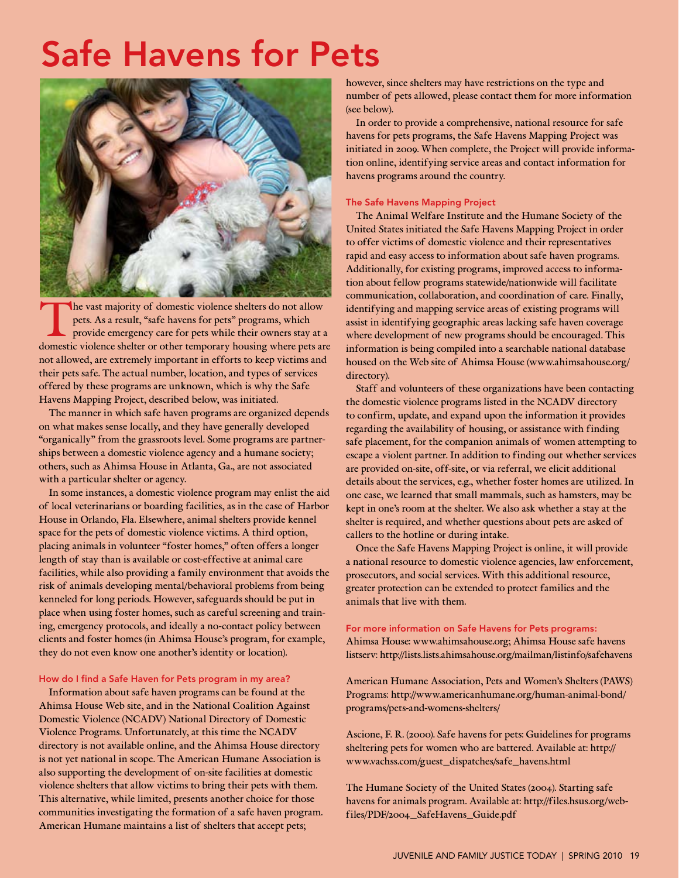# Safe Havens for Pets

The vast majority of domestic violence shelters do not allow pets. As a result, "safe havens for pets" programs, which provide emergency care for pets while their owners stay at a domestic violence shelter or other temporary housing where pets are not allowed, are extremely important in efforts to keep victims and their pets safe. The actual number, location, and types of services offered by these programs are unknown, which is why the Safe Havens Mapping Project, described below, was initiated.

The manner in which safe haven programs are organized depends on what makes sense locally, and they have generally developed "organically" from the grassroots level. Some programs are partnerships between a domestic violence agency and a humane society; others, such as Ahimsa House in Atlanta, Ga., are not associated with a particular shelter or agency.

In some instances, a domestic violence program may enlist the aid of local veterinarians or boarding facilities, as in the case of Harbor House in Orlando, Fla. Elsewhere, animal shelters provide kennel space for the pets of domestic violence victims. A third option, placing animals in volunteer "foster homes," often offers a longer length of stay than is available or cost-effective at animal care facilities, while also providing a family environment that avoids the risk of animals developing mental/behavioral problems from being kenneled for long periods. However, safeguards should be put in place when using foster homes, such as careful screening and training, emergency protocols, and ideally a no-contact policy between clients and foster homes (in Ahimsa House's program, for example, they do not even know one another's identity or location).

### How do I find a Safe Haven for Pets program in my area?

Information about safe haven programs can be found at the Ahimsa House Web site, and in the National Coalition Against Domestic Violence (NCADV) National Directory of Domestic Violence Programs. Unfortunately, at this time the NCADV directory is not available online, and the Ahimsa House directory is not yet national in scope. The American Humane Association is also supporting the development of on-site facilities at domestic violence shelters that allow victims to bring their pets with them. This alternative, while limited, presents another choice for those communities investigating the formation of a safe haven program. American Humane maintains a list of shelters that accept pets; however, since shelters may have restrictions on the type and number of pets allowed, please contact them for more information (see below).

In order to provide a comprehensive, national resource for safe havens for pets programs, the Safe Havens Mapping Project was initiated in 2009. When complete, the Project will provide information online, identifying service areas and contact information for havens programs around the country.

### The Safe Havens Mapping Project

The Animal Welfare Institute and the Humane Society of the United States initiated the Safe Havens Mapping Project in order to offer victims of domestic violence and their representatives rapid and easy access to information about safe haven programs. Additionally, for existing programs, improved access to information about fellow programs statewide/nationwide will facilitate communication, collaboration, and coordination of care. Finally, identifying and mapping service areas of existing programs will assist in identifying geographic areas lacking safe haven coverage where development of new programs should be encouraged. This information is being compiled into a searchable national database housed on the Web site of Ahimsa House (www.ahimsahouse.org/directory).

Staff and volunteers of these organizations have been contacting the domestic violence programs listed in the NCADV directory to confirm, update, and expand upon the information it provides regarding the availability of housing, or assistance with finding safe placement, for the companion animals of women attempting to escape a violent partner. In addition to finding out whether services are provided on-site, off-site, or via referral, we elicit additional details about the services, e.g., whether foster homes are utilized. In one case, we learned that small mammals, such as hamsters, may be kept in one's room at the shelter. We also ask whether a stay at the shelter is required, and whether questions about pets are asked of callers to the hotline or during intake.

Once the Safe Havens Mapping Project is online, it will provide a national resource to domestic violence agencies, law enforcement, prosecutors, and social services. With this additional resource, greater protection can be extended to protect families and the animals that live with them.

### For more information on Safe Havens for Pets programs:

Ahimsa House: www.ahimsahouse.org; Ahimsa House safe havens listserv: http://lists.lists.ahimsahouse.org/mailman/listinfo/safehavens

American Humane Association, Pets and Women's Shelters (PAWS) Programs: http://www.americanhumane.org/human-animal-bond/programs/pets-and-womens-shelters/

Ascione, F. R. (2000). Safe havens for pets: Guidelines for programs sheltering pets for women who are battered. Available at: http://www.vachss.com/guest_dispatches/safe_havens.html

The Humane Society of the United States (2004). Starting safe havens for animals program. Available at: http://files.hsus.org/web-files/PDF/2004_SafeHavens_Guide.pdf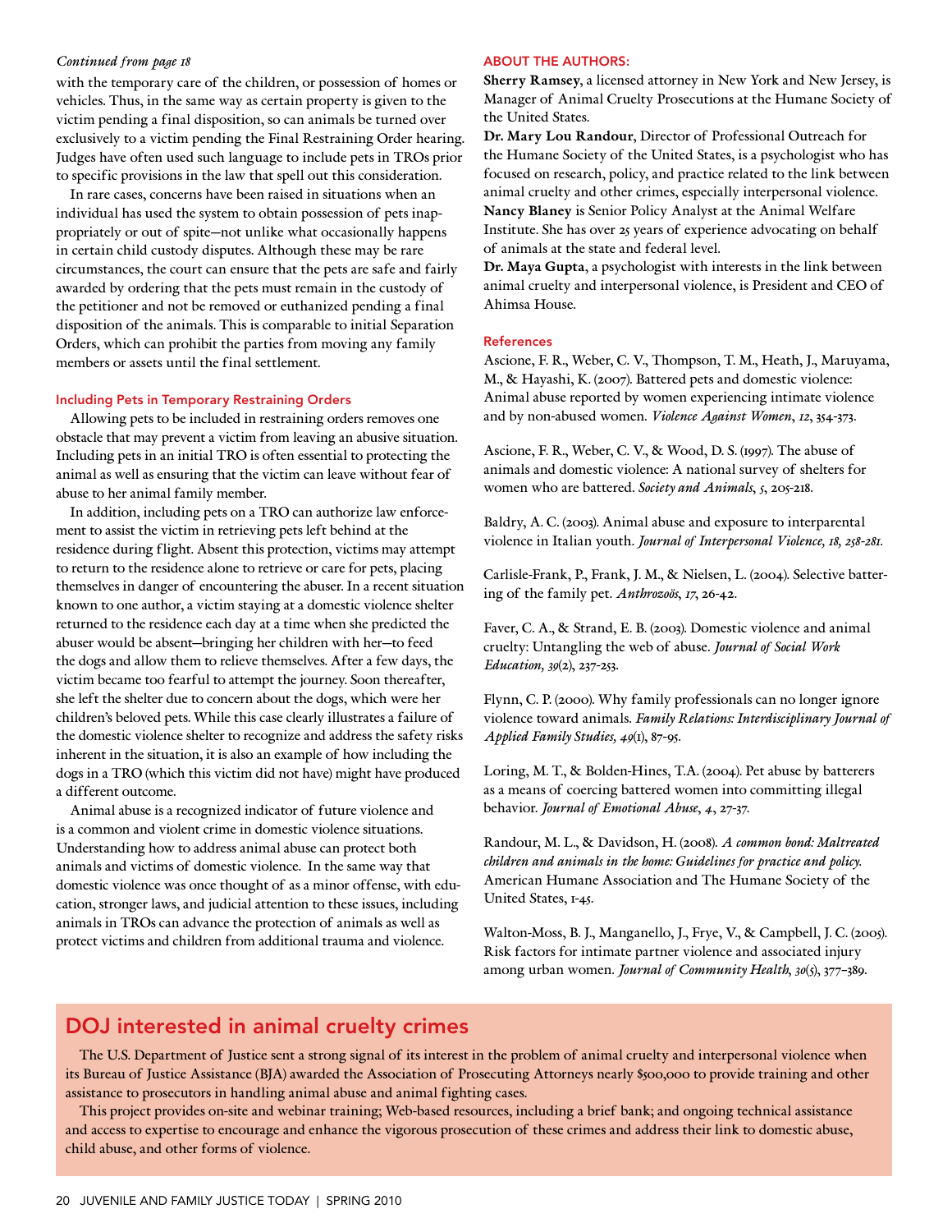*Continued from page 18*

with the temporary care of the children, or possession of homes or vehicles. Thus, in the same way as certain property is given to the victim pending a final disposition, so can animals be turned over exclusively to a victim pending the Final Restraining Order hearing. Judges have often used such language to include pets in TROs prior to specific provisions in the law that spell out this consideration.

In rare cases, concerns have been raised in situations when an individual has used the system to obtain possession of pets inappropriately or out of spite—not unlike what occasionally happens in certain child custody disputes. Although these may be rare circumstances, the court can ensure that the pets are safe and fairly awarded by ordering that the pets must remain in the custody of the petitioner and not be removed or euthanized pending a final disposition of the animals. This is comparable to initial Separation Orders, which can prohibit the parties from moving any family members or assets until the final settlement.

### Including Pets in Temporary Restraining Orders

Allowing pets to be included in restraining orders removes one obstacle that may prevent a victim from leaving an abusive situation. Including pets in an initial TRO is often essential to protecting the animal as well as ensuring that the victim can leave without fear of abuse to her animal family member.

In addition, including pets on a TRO can authorize law enforcement to assist the victim in retrieving pets left behind at the residence during flight. Absent this protection, victims may attempt to return to the residence alone to retrieve or care for pets, placing themselves in danger of encountering the abuser. In a recent situation known to one author, a victim staying at a domestic violence shelter returned to the residence each day at a time when she predicted the abuser would be absent—bringing her children with her—to feed the dogs and allow them to relieve themselves. After a few days, the victim became too fearful to attempt the journey. Soon thereafter, she left the shelter due to concern about the dogs, which were her children's beloved pets. While this case clearly illustrates a failure of the domestic violence shelter to recognize and address the safety risks inherent in the situation, it is also an example of how including the dogs in a TRO (which this victim did not have) might have produced a different outcome.

Animal abuse is a recognized indicator of future violence and is a common and violent crime in domestic violence situations. Understanding how to address animal abuse can protect both animals and victims of domestic violence. In the same way that domestic violence was once thought of as a minor offense, with education, stronger laws, and judicial attention to these issues, including animals in TROs can advance the protection of animals as well as protect victims and children from additional trauma and violence.

### ABOUT THE AUTHORS:

**Sherry Ramsey**, a licensed attorney in New York and New Jersey, is Manager of Animal Cruelty Prosecutions at the Humane Society of the United States.

**Dr. Mary Lou Randour**, Director of Professional Outreach for the Humane Society of the United States, is a psychologist who has focused on research, policy, and practice related to the link between animal cruelty and other crimes, especially interpersonal violence.

**Nancy Blaney** is Senior Policy Analyst at the Animal Welfare Institute. She has over 25 years of experience advocating on behalf of animals at the state and federal level.

**Dr. Maya Gupta**, a psychologist with interests in the link between animal cruelty and interpersonal violence, is President and CEO of Ahimsa House.

### References

Ascione, F. R., Weber, C. V., Thompson, T. M., Heath, J., Maruyama, M., & Hayashi, K. (2007). Battered pets and domestic violence: Animal abuse reported by women experiencing intimate violence and by non-abused women. *Violence Against Women*, *12*, 354-373.

Ascione, F. R., Weber, C. V., & Wood, D. S. (1997). The abuse of animals and domestic violence: A national survey of shelters for women who are battered. *Society and Animals*, *5*, 205-218.

Baldry, A. C. (2003). Animal abuse and exposure to interparental violence in Italian youth. *Journal of Interpersonal Violence, 18, 258-281.*

Carlisle-Frank, P., Frank, J. M., & Nielsen, L. (2004). Selective battering of the family pet. *Anthrozoös*, *17*, 26-42.

Faver, C. A., & Strand, E. B. (2003). Domestic violence and animal cruelty: Untangling the web of abuse. *Journal of Social Work Education*, *39*(2), 237-253.

Flynn, C. P. (2000). Why family professionals can no longer ignore violence toward animals. *Family Relations: Interdisciplinary Journal of Applied Family Studies, 49*(1), 87-95.

Loring, M. T., & Bolden-Hines, T.A. (2004). Pet abuse by batterers as a means of coercing battered women into committing illegal behavior. *Journal of Emotional Abuse*, *4*, 27-37.

Randour, M. L., & Davidson, H. (2008). *A common bond: Maltreated children and animals in the home: Guidelines for practice and policy.* American Humane Association and The Humane Society of the United States, 1-45.

Walton-Moss, B. J., Manganello, J., Frye, V., & Campbell, J. C. (2005). Risk factors for intimate partner violence and associated injury among urban women. *Journal of Community Health*, *30*(5), 377–389.

## DOJ interested in animal cruelty crimes

The U.S. Department of Justice sent a strong signal of its interest in the problem of animal cruelty and interpersonal violence when its Bureau of Justice Assistance (BJA) awarded the Association of Prosecuting Attorneys nearly $500,000 to provide training and other assistance to prosecutors in handling animal abuse and animal fighting cases.

This project provides on-site and webinar training; Web-based resources, including a brief bank; and ongoing technical assistance and access to expertise to encourage and enhance the vigorous prosecution of these crimes and address their link to domestic abuse, child abuse, and other forms of violence.